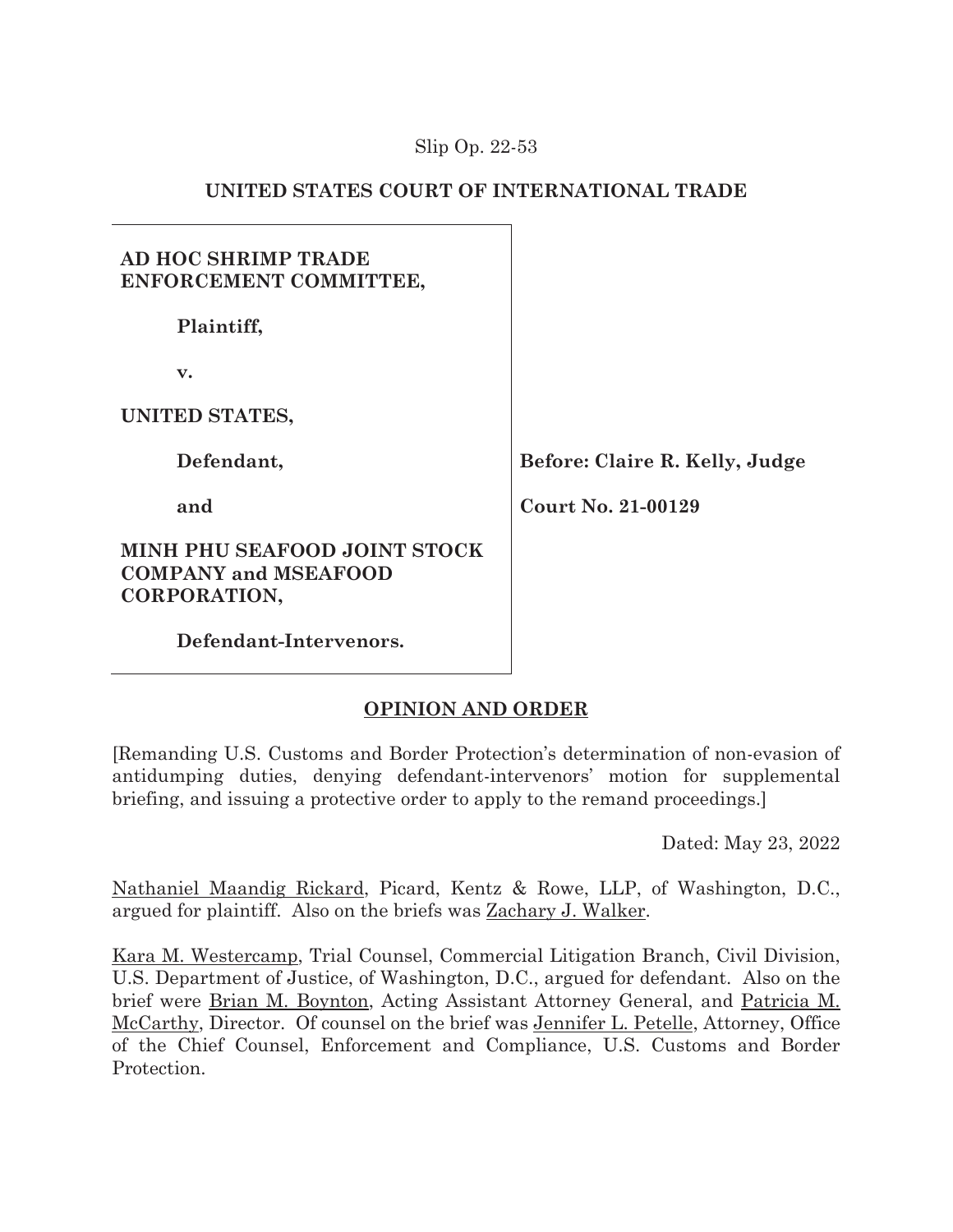Slip Op. 22-53

## UNITED STATES COURT OF INTERNATIONAL TRADE

**AD HOC SHRIMP TRADE ENFORCEMENT COMMITTEE,**

**Plaintiff,**

**v.**

**UNITED STATES,**

**Defendant,**

**and**

**MINH PHU SEAFOOD JOINT STOCK COMPANY and MSEAFOOD CORPORATION,**

**Defendant-Intervenors.**

**Before: Claire R. Kelly, Judge**

**Court No. 21-00129**

## OPINION AND ORDER

[Remanding U.S. Customs and Border Protection's determination of non-evasion of antidumping duties, denying defendant-intervenors' motion for supplemental briefing, and issuing a protective order to apply to the remand proceedings.]

Dated: May 23, 2022

Nathaniel Maandig Rickard, Picard, Kentz & Rowe, LLP, of Washington, D.C., argued for plaintiff. Also on the briefs was Zachary J. Walker.

Kara M. Westercamp, Trial Counsel, Commercial Litigation Branch, Civil Division, U.S. Department of Justice, of Washington, D.C., argued for defendant. Also on the brief were Brian M. Boynton, Acting Assistant Attorney General, and Patricia M. McCarthy, Director. Of counsel on the brief was Jennifer L. Petelle, Attorney, Office of the Chief Counsel, Enforcement and Compliance, U.S. Customs and Border Protection.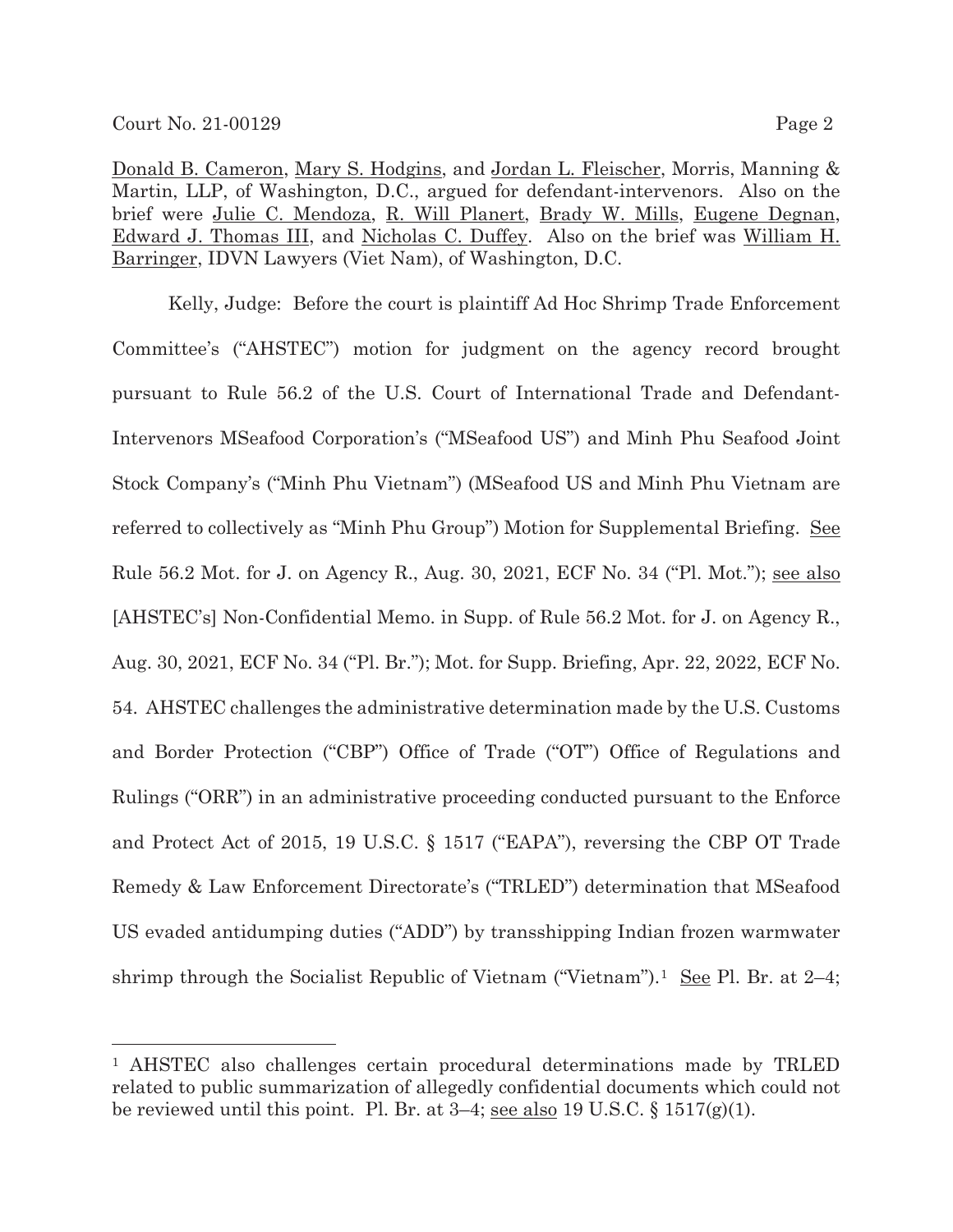Donald B. Cameron, Mary S. Hodgins, and Jordan L. Fleischer, Morris, Manning & Martin, LLP, of Washington, D.C., argued for defendant-intervenors. Also on the brief were Julie C. Mendoza, R. Will Planert, Brady W. Mills, Eugene Degnan, Edward J. Thomas III, and Nicholas C. Duffey. Also on the brief was William H. Barringer, IDVN Lawyers (Viet Nam), of Washington, D.C.

Kelly, Judge: Before the court is plaintiff Ad Hoc Shrimp Trade Enforcement Committee's ("AHSTEC") motion for judgment on the agency record brought pursuant to Rule 56.2 of the U.S. Court of International Trade and Defendant-Intervenors MSeafood Corporation's ("MSeafood US") and Minh Phu Seafood Joint Stock Company's ("Minh Phu Vietnam") (MSeafood US and Minh Phu Vietnam are referred to collectively as "Minh Phu Group") Motion for Supplemental Briefing. See Rule 56.2 Mot. for J. on Agency R., Aug. 30, 2021, ECF No. 34 ("Pl. Mot."); see also [AHSTEC's] Non-Confidential Memo. in Supp. of Rule 56.2 Mot. for J. on Agency R., Aug. 30, 2021, ECF No. 34 ("Pl. Br."); Mot. for Supp. Briefing, Apr. 22, 2022, ECF No. 54. AHSTEC challenges the administrative determination made by the U.S. Customs and Border Protection ("CBP") Office of Trade ("OT") Office of Regulations and Rulings ("ORR") in an administrative proceeding conducted pursuant to the Enforce and Protect Act of 2015, 19 U.S.C. § 1517 ("EAPA"), reversing the CBP OT Trade Remedy & Law Enforcement Directorate's ("TRLED") determination that MSeafood US evaded antidumping duties ("ADD") by transshipping Indian frozen warmwater shrimp through the Socialist Republic of Vietnam ("Vietnam").[1] See Pl. Br. at 2–4;

[1] AHSTEC also challenges certain procedural determinations made by TRLED related to public summarization of allegedly confidential documents which could not be reviewed until this point. Pl. Br. at 3–4; see also 19 U.S.C. § 1517(g)(1).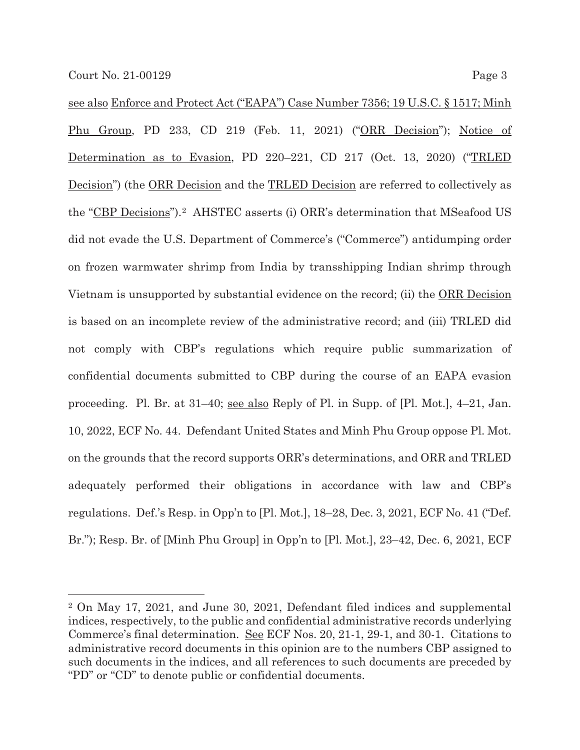see also Enforce and Protect Act ("EAPA") Case Number 7356; 19 U.S.C. § 1517; Minh Phu Group, PD 233, CD 219 (Feb. 11, 2021) ("ORR Decision"); Notice of Determination as to Evasion, PD 220–221, CD 217 (Oct. 13, 2020) ("TRLED Decision") (the ORR Decision and the TRLED Decision are referred to collectively as the "CBP Decisions").[2] AHSTEC asserts (i) ORR's determination that MSeafood US did not evade the U.S. Department of Commerce's ("Commerce") antidumping order on frozen warmwater shrimp from India by transshipping Indian shrimp through Vietnam is unsupported by substantial evidence on the record; (ii) the ORR Decision is based on an incomplete review of the administrative record; and (iii) TRLED did not comply with CBP's regulations which require public summarization of confidential documents submitted to CBP during the course of an EAPA evasion proceeding. Pl. Br. at 31–40; see also Reply of Pl. in Supp. of [Pl. Mot.], 4–21, Jan. 10, 2022, ECF No. 44. Defendant United States and Minh Phu Group oppose Pl. Mot. on the grounds that the record supports ORR's determinations, and ORR and TRLED adequately performed their obligations in accordance with law and CBP's regulations. Def.'s Resp. in Opp'n to [Pl. Mot.], 18–28, Dec. 3, 2021, ECF No. 41 ("Def. Br."); Resp. Br. of [Minh Phu Group] in Opp'n to [Pl. Mot.], 23–42, Dec. 6, 2021, ECF

[2] On May 17, 2021, and June 30, 2021, Defendant filed indices and supplemental indices, respectively, to the public and confidential administrative records underlying Commerce's final determination. See ECF Nos. 20, 21-1, 29-1, and 30-1. Citations to administrative record documents in this opinion are to the numbers CBP assigned to such documents in the indices, and all references to such documents are preceded by "PD" or "CD" to denote public or confidential documents.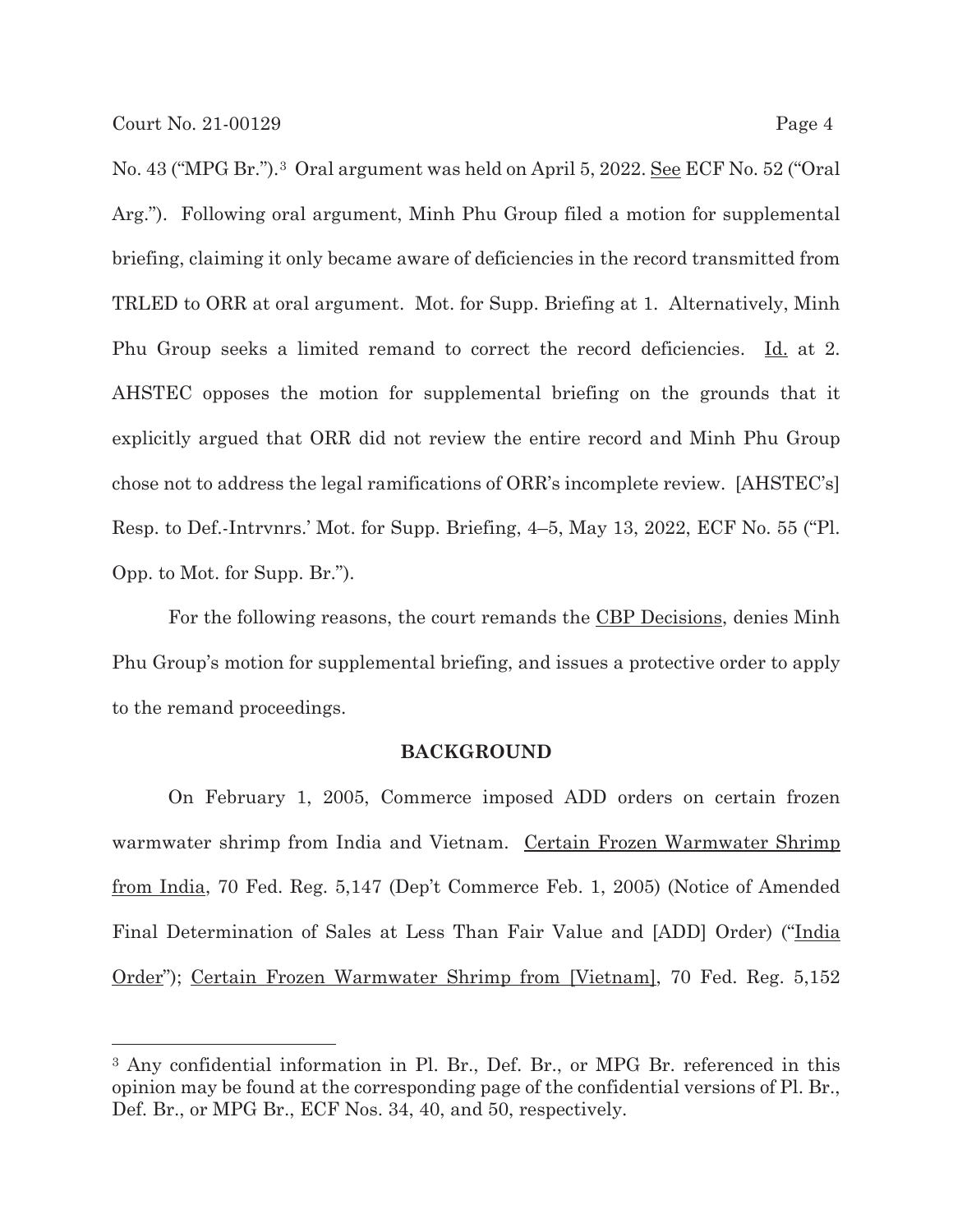No. 43 ("MPG Br.").[3] Oral argument was held on April 5, 2022. See ECF No. 52 ("Oral Arg."). Following oral argument, Minh Phu Group filed a motion for supplemental briefing, claiming it only became aware of deficiencies in the record transmitted from TRLED to ORR at oral argument. Mot. for Supp. Briefing at 1. Alternatively, Minh Phu Group seeks a limited remand to correct the record deficiencies. Id. at 2. AHSTEC opposes the motion for supplemental briefing on the grounds that it explicitly argued that ORR did not review the entire record and Minh Phu Group chose not to address the legal ramifications of ORR's incomplete review. [AHSTEC's] Resp. to Def.-Intrvnrs.' Mot. for Supp. Briefing, 4–5, May 13, 2022, ECF No. 55 ("Pl. Opp. to Mot. for Supp. Br.").

For the following reasons, the court remands the CBP Decisions, denies Minh Phu Group's motion for supplemental briefing, and issues a protective order to apply to the remand proceedings.

## BACKGROUND

On February 1, 2005, Commerce imposed ADD orders on certain frozen warmwater shrimp from India and Vietnam. Certain Frozen Warmwater Shrimp from India, 70 Fed. Reg. 5,147 (Dep't Commerce Feb. 1, 2005) (Notice of Amended Final Determination of Sales at Less Than Fair Value and [ADD] Order) ("India Order"); Certain Frozen Warmwater Shrimp from [Vietnam], 70 Fed. Reg. 5,152

---

[3] Any confidential information in Pl. Br., Def. Br., or MPG Br. referenced in this opinion may be found at the corresponding page of the confidential versions of Pl. Br., Def. Br., or MPG Br., ECF Nos. 34, 40, and 50, respectively.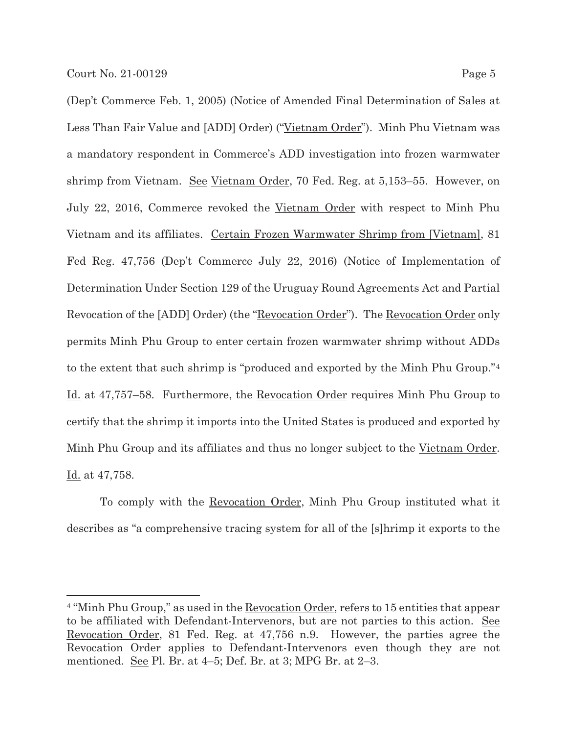(Dep't Commerce Feb. 1, 2005) (Notice of Amended Final Determination of Sales at Less Than Fair Value and [ADD] Order) ("Vietnam Order"). Minh Phu Vietnam was a mandatory respondent in Commerce's ADD investigation into frozen warmwater shrimp from Vietnam. See Vietnam Order, 70 Fed. Reg. at 5,153–55. However, on July 22, 2016, Commerce revoked the Vietnam Order with respect to Minh Phu Vietnam and its affiliates. Certain Frozen Warmwater Shrimp from [Vietnam], 81 Fed Reg. 47,756 (Dep't Commerce July 22, 2016) (Notice of Implementation of Determination Under Section 129 of the Uruguay Round Agreements Act and Partial Revocation of the [ADD] Order) (the "Revocation Order"). The Revocation Order only permits Minh Phu Group to enter certain frozen warmwater shrimp without ADDs to the extent that such shrimp is "produced and exported by the Minh Phu Group."[4] Id. at 47,757–58. Furthermore, the Revocation Order requires Minh Phu Group to certify that the shrimp it imports into the United States is produced and exported by Minh Phu Group and its affiliates and thus no longer subject to the Vietnam Order. Id. at 47,758.

To comply with the Revocation Order, Minh Phu Group instituted what it describes as "a comprehensive tracing system for all of the [s]hrimp it exports to the

---

[4] "Minh Phu Group," as used in the Revocation Order, refers to 15 entities that appear to be affiliated with Defendant-Intervenors, but are not parties to this action. See Revocation Order, 81 Fed. Reg. at 47,756 n.9. However, the parties agree the Revocation Order applies to Defendant-Intervenors even though they are not mentioned. See Pl. Br. at 4–5; Def. Br. at 3; MPG Br. at 2–3.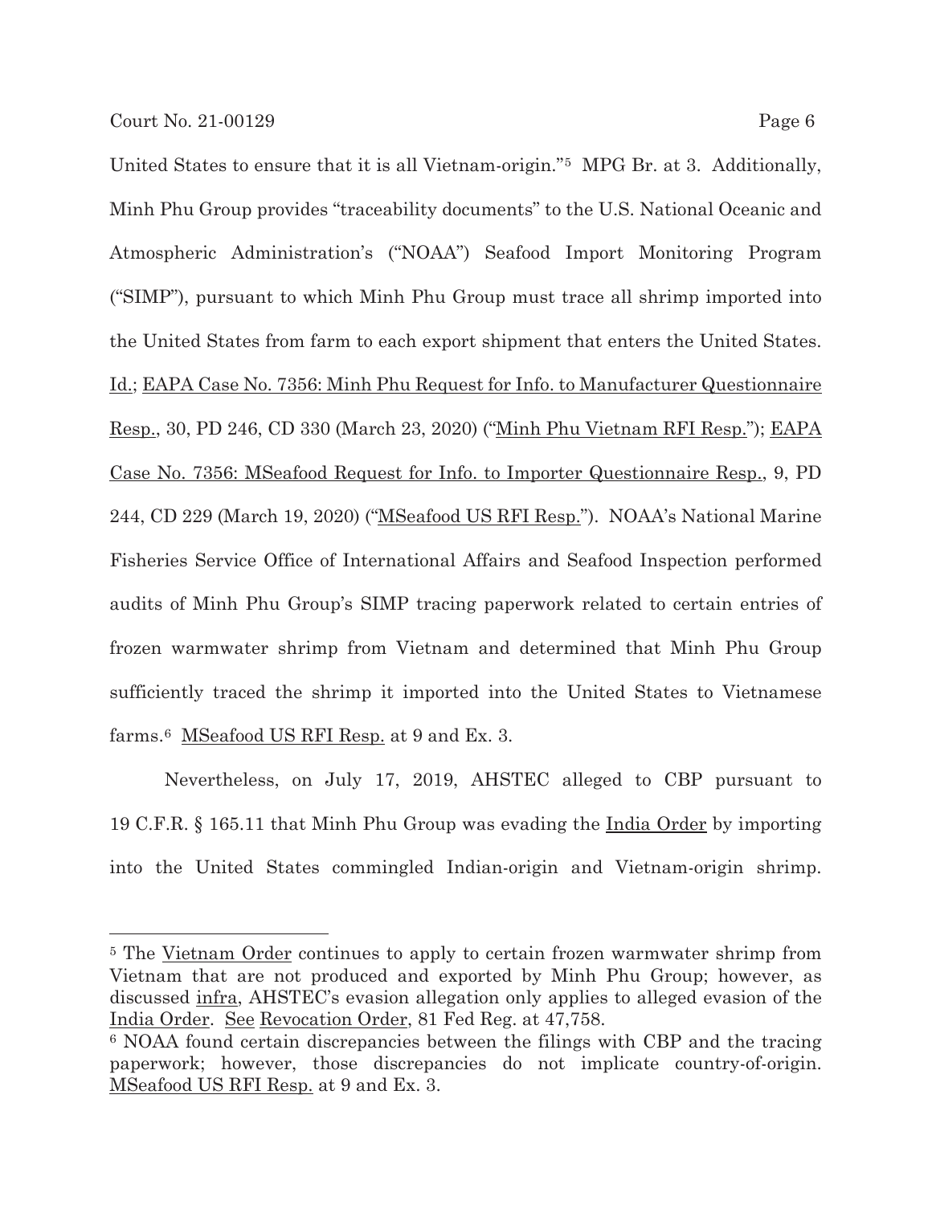United States to ensure that it is all Vietnam-origin."[5] MPG Br. at 3. Additionally, Minh Phu Group provides "traceability documents" to the U.S. National Oceanic and Atmospheric Administration's ("NOAA") Seafood Import Monitoring Program ("SIMP"), pursuant to which Minh Phu Group must trace all shrimp imported into the United States from farm to each export shipment that enters the United States. Id.; EAPA Case No. 7356: Minh Phu Request for Info. to Manufacturer Questionnaire Resp., 30, PD 246, CD 330 (March 23, 2020) ("Minh Phu Vietnam RFI Resp."); EAPA Case No. 7356: MSeafood Request for Info. to Importer Questionnaire Resp., 9, PD 244, CD 229 (March 19, 2020) ("MSeafood US RFI Resp."). NOAA's National Marine Fisheries Service Office of International Affairs and Seafood Inspection performed audits of Minh Phu Group's SIMP tracing paperwork related to certain entries of frozen warmwater shrimp from Vietnam and determined that Minh Phu Group sufficiently traced the shrimp it imported into the United States to Vietnamese farms.[6] MSeafood US RFI Resp. at 9 and Ex. 3.

Nevertheless, on July 17, 2019, AHSTEC alleged to CBP pursuant to 19 C.F.R. § 165.11 that Minh Phu Group was evading the India Order by importing into the United States commingled Indian-origin and Vietnam-origin shrimp.

---

[5] The Vietnam Order continues to apply to certain frozen warmwater shrimp from Vietnam that are not produced and exported by Minh Phu Group; however, as discussed infra, AHSTEC's evasion allegation only applies to alleged evasion of the India Order. See Revocation Order, 81 Fed Reg. at 47,758.

[6] NOAA found certain discrepancies between the filings with CBP and the tracing paperwork; however, those discrepancies do not implicate country-of-origin. MSeafood US RFI Resp. at 9 and Ex. 3.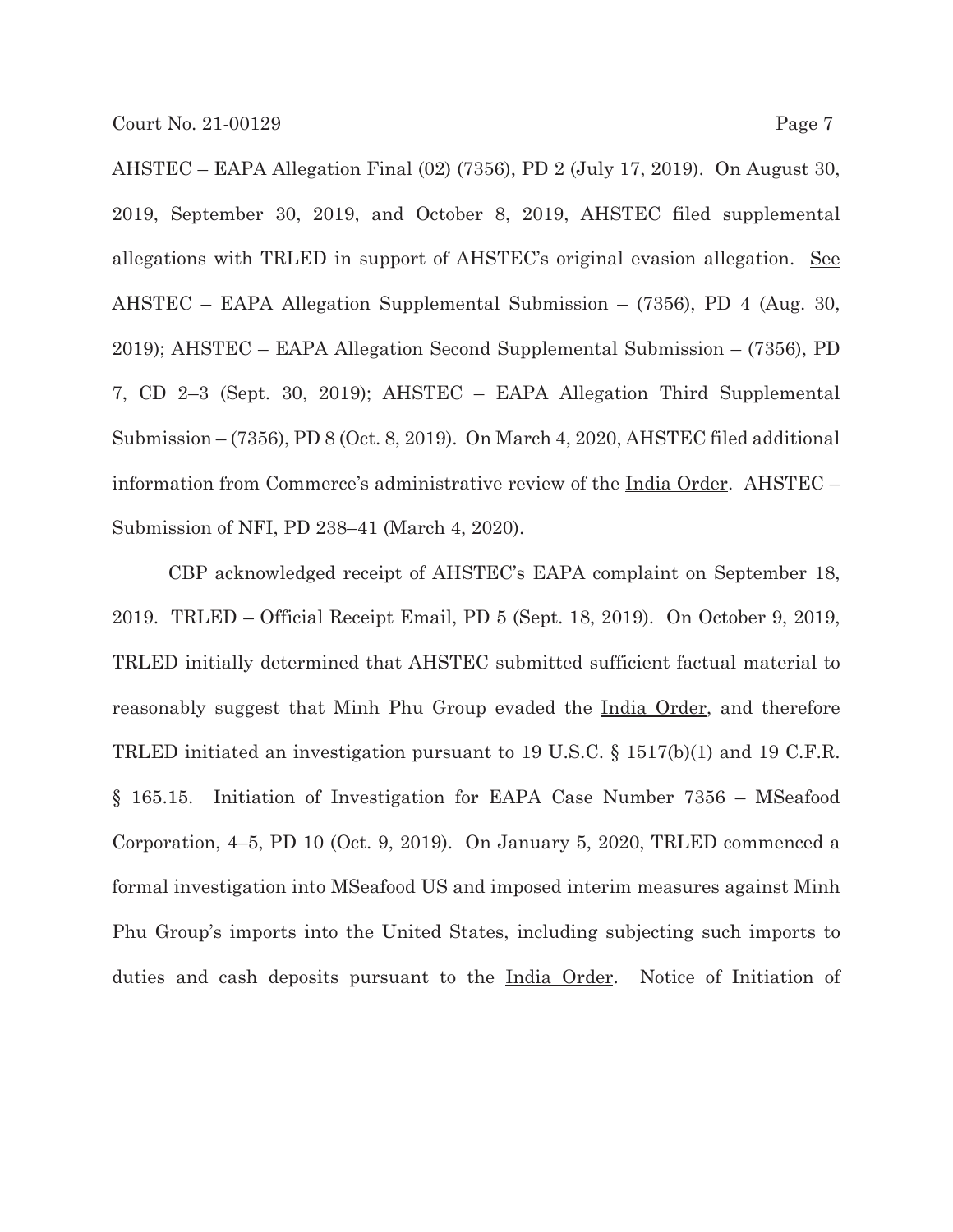AHSTEC – EAPA Allegation Final (02) (7356), PD 2 (July 17, 2019). On August 30, 2019, September 30, 2019, and October 8, 2019, AHSTEC filed supplemental allegations with TRLED in support of AHSTEC's original evasion allegation. See AHSTEC – EAPA Allegation Supplemental Submission – (7356), PD 4 (Aug. 30, 2019); AHSTEC – EAPA Allegation Second Supplemental Submission – (7356), PD 7, CD 2–3 (Sept. 30, 2019); AHSTEC – EAPA Allegation Third Supplemental Submission – (7356), PD 8 (Oct. 8, 2019). On March 4, 2020, AHSTEC filed additional information from Commerce's administrative review of the India Order. AHSTEC – Submission of NFI, PD 238–41 (March 4, 2020).

CBP acknowledged receipt of AHSTEC's EAPA complaint on September 18, 2019. TRLED – Official Receipt Email, PD 5 (Sept. 18, 2019). On October 9, 2019, TRLED initially determined that AHSTEC submitted sufficient factual material to reasonably suggest that Minh Phu Group evaded the India Order, and therefore TRLED initiated an investigation pursuant to 19 U.S.C. § 1517(b)(1) and 19 C.F.R. § 165.15. Initiation of Investigation for EAPA Case Number 7356 – MSeafood Corporation, 4–5, PD 10 (Oct. 9, 2019). On January 5, 2020, TRLED commenced a formal investigation into MSeafood US and imposed interim measures against Minh Phu Group's imports into the United States, including subjecting such imports to duties and cash deposits pursuant to the India Order. Notice of Initiation of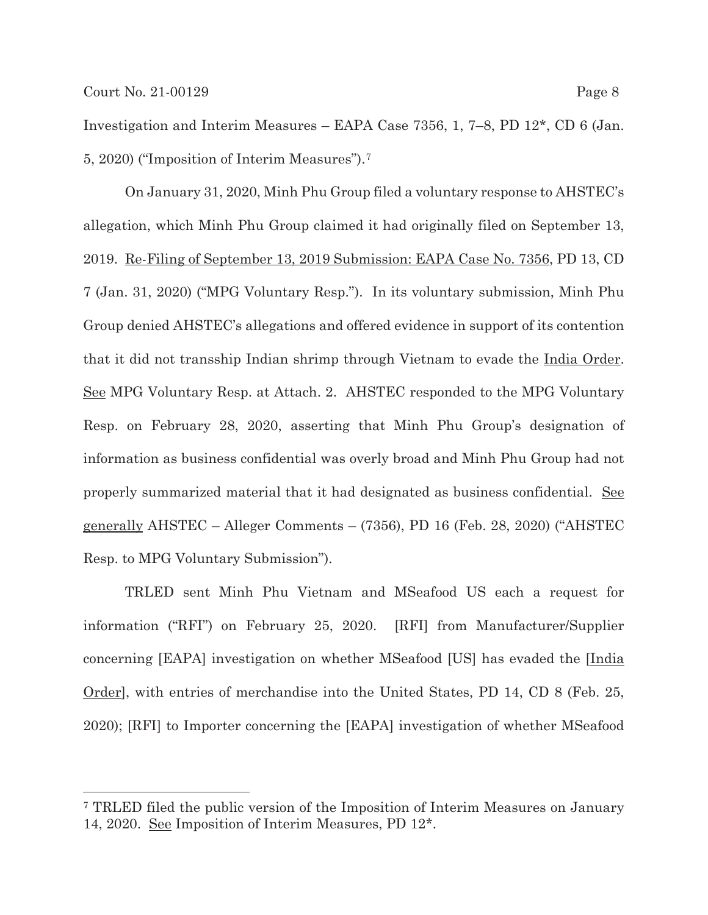Investigation and Interim Measures – EAPA Case 7356, 1, 7–8, PD 12*, CD 6 (Jan. 5, 2020) ("Imposition of Interim Measures").[7]

On January 31, 2020, Minh Phu Group filed a voluntary response to AHSTEC's allegation, which Minh Phu Group claimed it had originally filed on September 13, 2019. Re-Filing of September 13, 2019 Submission: EAPA Case No. 7356, PD 13, CD 7 (Jan. 31, 2020) ("MPG Voluntary Resp."). In its voluntary submission, Minh Phu Group denied AHSTEC's allegations and offered evidence in support of its contention that it did not transship Indian shrimp through Vietnam to evade the India Order. See MPG Voluntary Resp. at Attach. 2. AHSTEC responded to the MPG Voluntary Resp. on February 28, 2020, asserting that Minh Phu Group's designation of information as business confidential was overly broad and Minh Phu Group had not properly summarized material that it had designated as business confidential. See generally AHSTEC – Alleger Comments – (7356), PD 16 (Feb. 28, 2020) ("AHSTEC Resp. to MPG Voluntary Submission").

TRLED sent Minh Phu Vietnam and MSeafood US each a request for information ("RFI") on February 25, 2020. [RFI] from Manufacturer/Supplier concerning [EAPA] investigation on whether MSeafood [US] has evaded the [India Order], with entries of merchandise into the United States, PD 14, CD 8 (Feb. 25, 2020); [RFI] to Importer concerning the [EAPA] investigation of whether MSeafood

---

[7] TRLED filed the public version of the Imposition of Interim Measures on January 14, 2020. See Imposition of Interim Measures, PD 12*.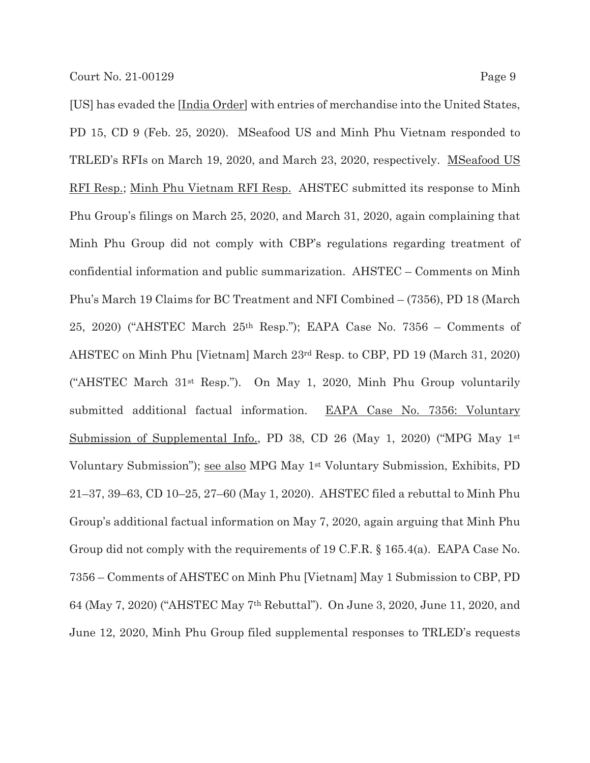[US] has evaded the [India Order] with entries of merchandise into the United States, PD 15, CD 9 (Feb. 25, 2020). MSeafood US and Minh Phu Vietnam responded to TRLED's RFIs on March 19, 2020, and March 23, 2020, respectively. MSeafood US RFI Resp.; Minh Phu Vietnam RFI Resp. AHSTEC submitted its response to Minh Phu Group's filings on March 25, 2020, and March 31, 2020, again complaining that Minh Phu Group did not comply with CBP's regulations regarding treatment of confidential information and public summarization. AHSTEC – Comments on Minh Phu's March 19 Claims for BC Treatment and NFI Combined – (7356), PD 18 (March 25, 2020) ("AHSTEC March 25th Resp."); EAPA Case No. 7356 – Comments of AHSTEC on Minh Phu [Vietnam] March 23rd Resp. to CBP, PD 19 (March 31, 2020) ("AHSTEC March 31st Resp."). On May 1, 2020, Minh Phu Group voluntarily submitted additional factual information. EAPA Case No. 7356: Voluntary Submission of Supplemental Info., PD 38, CD 26 (May 1, 2020) ("MPG May 1st Voluntary Submission"); see also MPG May 1st Voluntary Submission, Exhibits, PD 21–37, 39–63, CD 10–25, 27–60 (May 1, 2020). AHSTEC filed a rebuttal to Minh Phu Group's additional factual information on May 7, 2020, again arguing that Minh Phu Group did not comply with the requirements of 19 C.F.R. § 165.4(a). EAPA Case No. 7356 – Comments of AHSTEC on Minh Phu [Vietnam] May 1 Submission to CBP, PD 64 (May 7, 2020) ("AHSTEC May 7th Rebuttal"). On June 3, 2020, June 11, 2020, and June 12, 2020, Minh Phu Group filed supplemental responses to TRLED's requests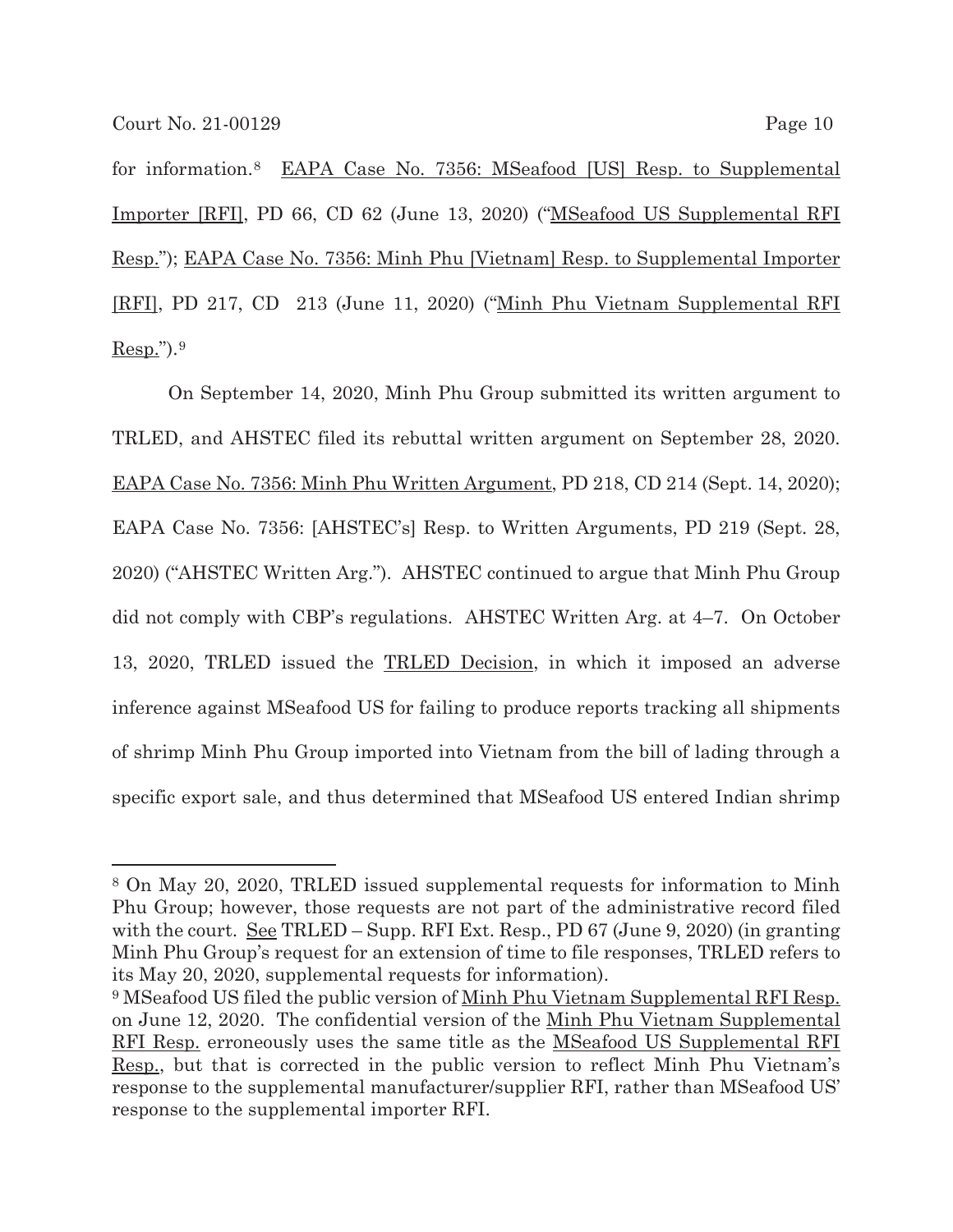for information.[8] EAPA Case No. 7356: MSeafood [US] Resp. to Supplemental Importer [RFI], PD 66, CD 62 (June 13, 2020) ("MSeafood US Supplemental RFI Resp."); EAPA Case No. 7356: Minh Phu [Vietnam] Resp. to Supplemental Importer [RFI], PD 217, CD 213 (June 11, 2020) ("Minh Phu Vietnam Supplemental RFI Resp.").[9]

On September 14, 2020, Minh Phu Group submitted its written argument to TRLED, and AHSTEC filed its rebuttal written argument on September 28, 2020. EAPA Case No. 7356: Minh Phu Written Argument, PD 218, CD 214 (Sept. 14, 2020); EAPA Case No. 7356: [AHSTEC's] Resp. to Written Arguments, PD 219 (Sept. 28, 2020) ("AHSTEC Written Arg."). AHSTEC continued to argue that Minh Phu Group did not comply with CBP's regulations. AHSTEC Written Arg. at 4–7. On October 13, 2020, TRLED issued the TRLED Decision, in which it imposed an adverse inference against MSeafood US for failing to produce reports tracking all shipments of shrimp Minh Phu Group imported into Vietnam from the bill of lading through a specific export sale, and thus determined that MSeafood US entered Indian shrimp

---

[8] On May 20, 2020, TRLED issued supplemental requests for information to Minh Phu Group; however, those requests are not part of the administrative record filed with the court. See TRLED – Supp. RFI Ext. Resp., PD 67 (June 9, 2020) (in granting Minh Phu Group's request for an extension of time to file responses, TRLED refers to its May 20, 2020, supplemental requests for information).

[9] MSeafood US filed the public version of Minh Phu Vietnam Supplemental RFI Resp. on June 12, 2020. The confidential version of the Minh Phu Vietnam Supplemental RFI Resp. erroneously uses the same title as the MSeafood US Supplemental RFI Resp., but that is corrected in the public version to reflect Minh Phu Vietnam's response to the supplemental manufacturer/supplier RFI, rather than MSeafood US' response to the supplemental importer RFI.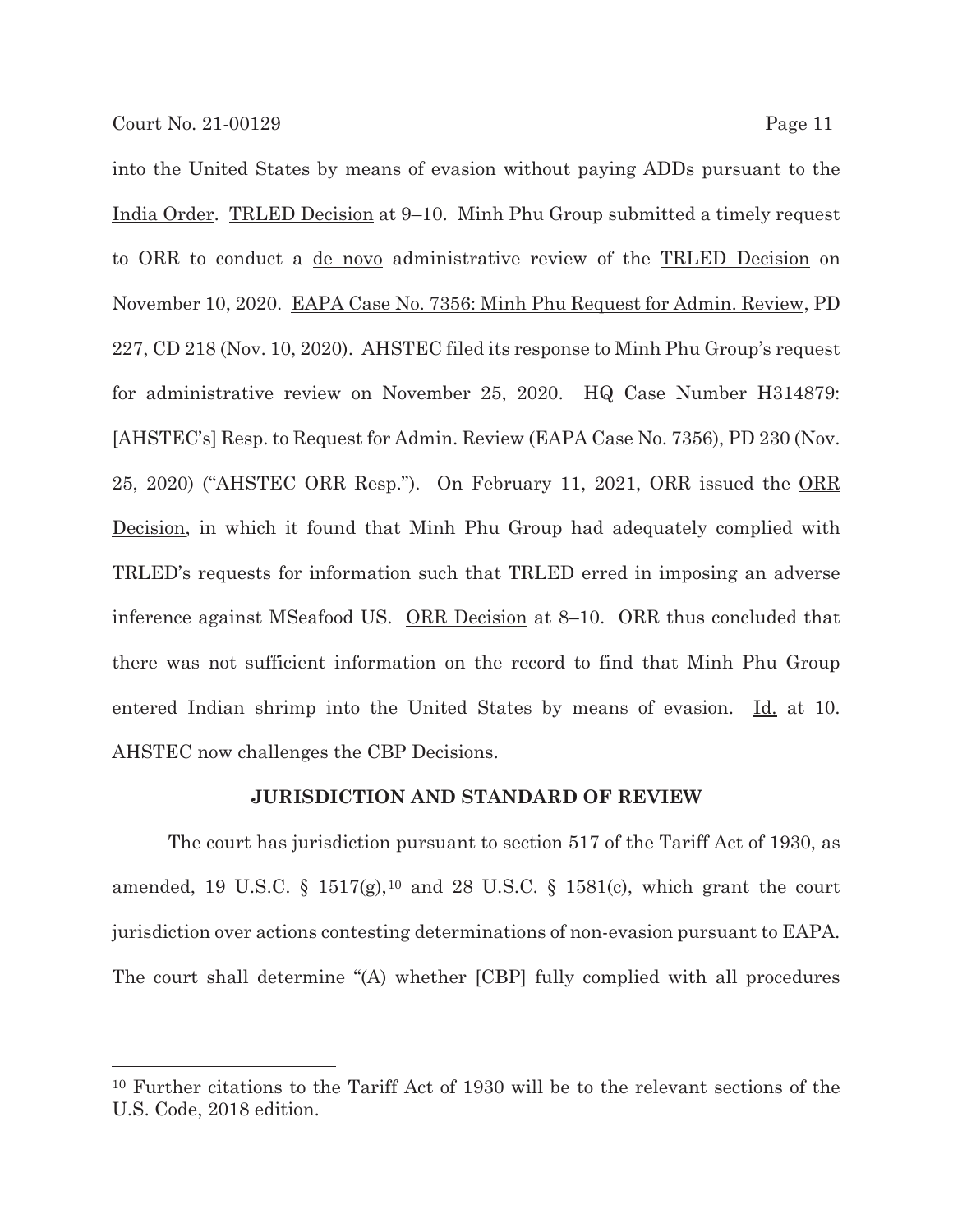into the United States by means of evasion without paying ADDs pursuant to the India Order. TRLED Decision at 9–10. Minh Phu Group submitted a timely request to ORR to conduct a de novo administrative review of the TRLED Decision on November 10, 2020. EAPA Case No. 7356: Minh Phu Request for Admin. Review, PD 227, CD 218 (Nov. 10, 2020). AHSTEC filed its response to Minh Phu Group's request for administrative review on November 25, 2020. HQ Case Number H314879: [AHSTEC's] Resp. to Request for Admin. Review (EAPA Case No. 7356), PD 230 (Nov. 25, 2020) ("AHSTEC ORR Resp."). On February 11, 2021, ORR issued the ORR Decision, in which it found that Minh Phu Group had adequately complied with TRLED's requests for information such that TRLED erred in imposing an adverse inference against MSeafood US. ORR Decision at 8–10. ORR thus concluded that there was not sufficient information on the record to find that Minh Phu Group entered Indian shrimp into the United States by means of evasion. Id. at 10. AHSTEC now challenges the CBP Decisions.

## JURISDICTION AND STANDARD OF REVIEW

The court has jurisdiction pursuant to section 517 of the Tariff Act of 1930, as amended, 19 U.S.C. § 1517(g),[10] and 28 U.S.C. § 1581(c), which grant the court jurisdiction over actions contesting determinations of non-evasion pursuant to EAPA. The court shall determine "(A) whether [CBP] fully complied with all procedures

---

[10] Further citations to the Tariff Act of 1930 will be to the relevant sections of the U.S. Code, 2018 edition.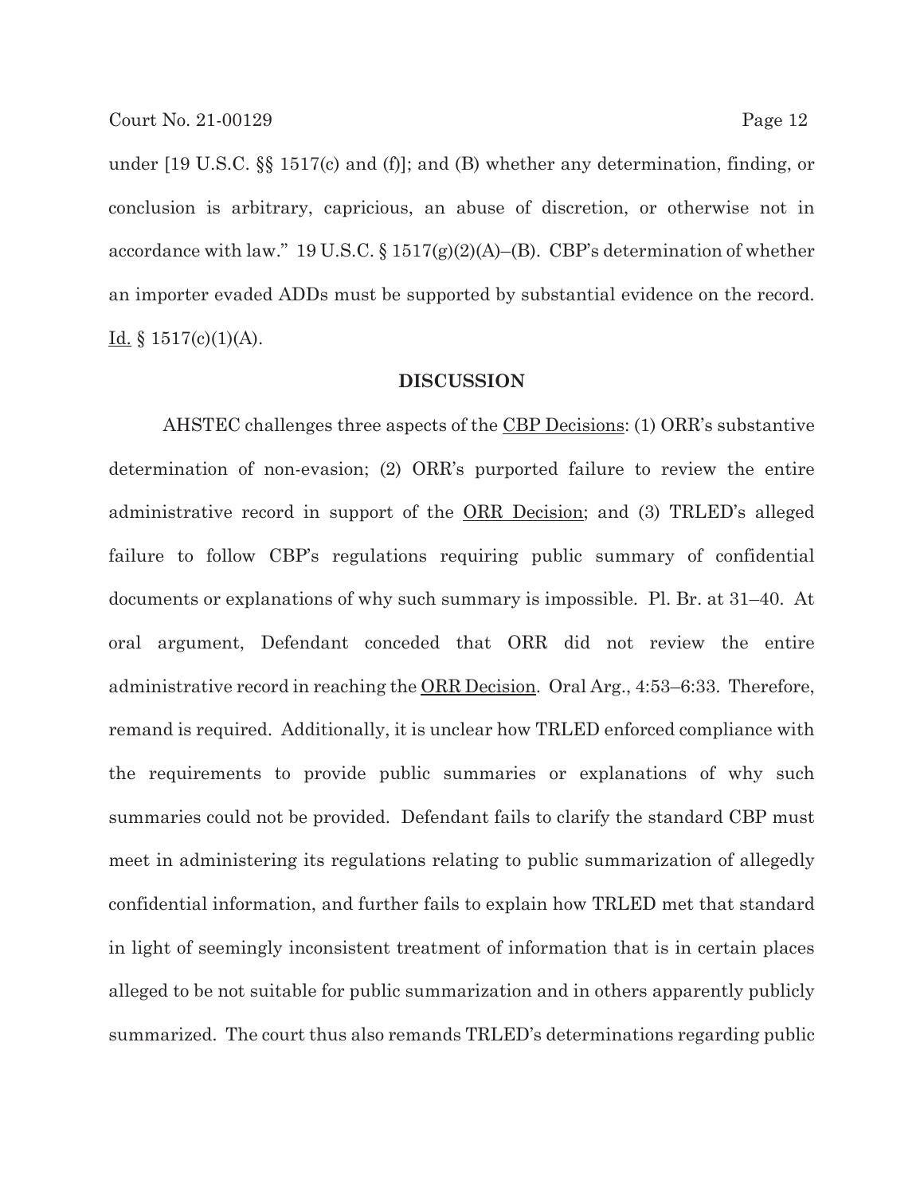under [19 U.S.C. §§ 1517(c) and (f)]; and (B) whether any determination, finding, or conclusion is arbitrary, capricious, an abuse of discretion, or otherwise not in accordance with law." 19 U.S.C. § 1517(g)(2)(A)–(B). CBP's determination of whether an importer evaded ADDs must be supported by substantial evidence on the record. Id. § 1517(c)(1)(A).

## DISCUSSION

AHSTEC challenges three aspects of the CBP Decisions: (1) ORR's substantive determination of non-evasion; (2) ORR's purported failure to review the entire administrative record in support of the ORR Decision; and (3) TRLED's alleged failure to follow CBP's regulations requiring public summary of confidential documents or explanations of why such summary is impossible. Pl. Br. at 31–40. At oral argument, Defendant conceded that ORR did not review the entire administrative record in reaching the ORR Decision. Oral Arg., 4:53–6:33. Therefore, remand is required. Additionally, it is unclear how TRLED enforced compliance with the requirements to provide public summaries or explanations of why such summaries could not be provided. Defendant fails to clarify the standard CBP must meet in administering its regulations relating to public summarization of allegedly confidential information, and further fails to explain how TRLED met that standard in light of seemingly inconsistent treatment of information that is in certain places alleged to be not suitable for public summarization and in others apparently publicly summarized. The court thus also remands TRLED's determinations regarding public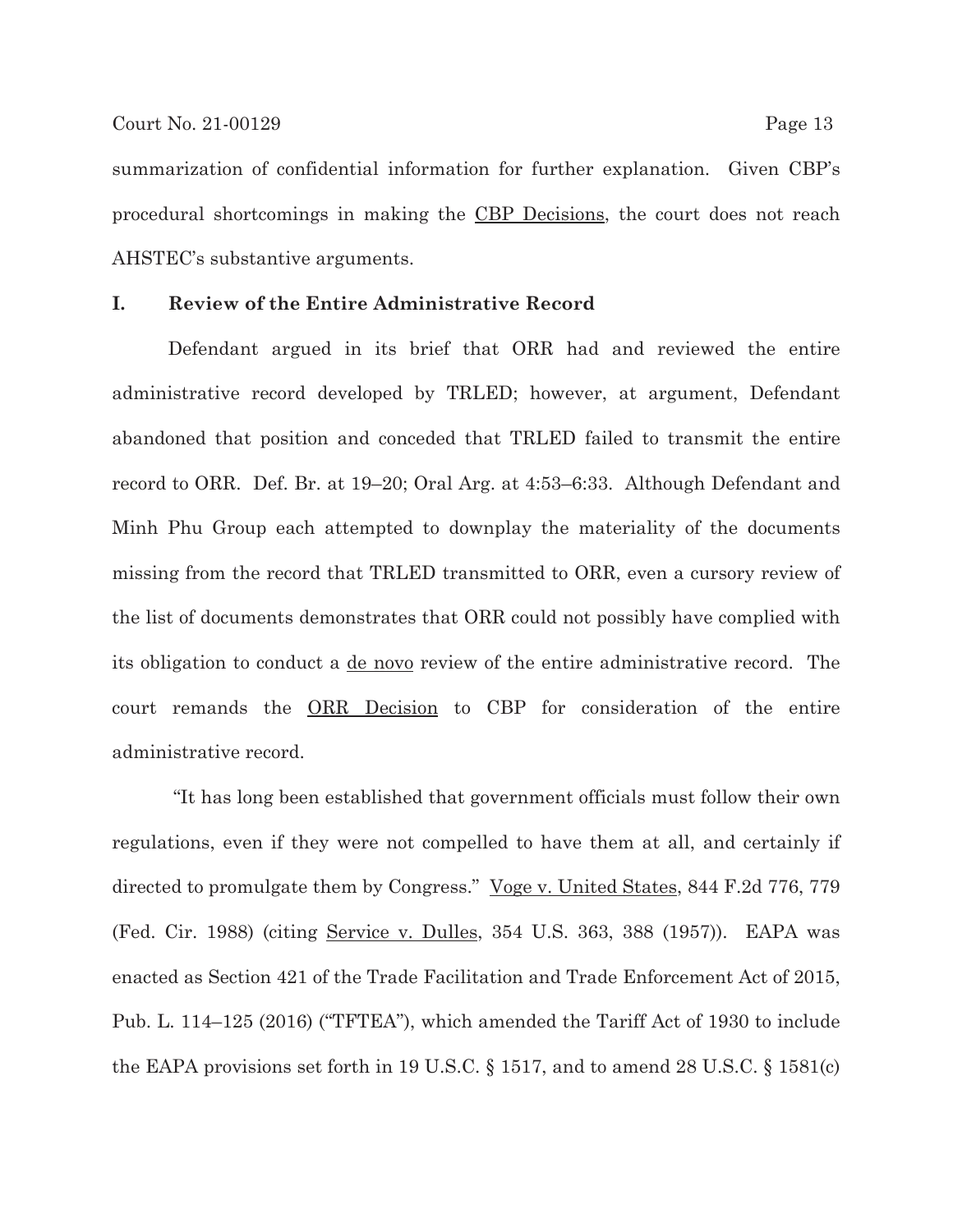summarization of confidential information for further explanation. Given CBP's procedural shortcomings in making the CBP Decisions, the court does not reach AHSTEC's substantive arguments.

## I. Review of the Entire Administrative Record

Defendant argued in its brief that ORR had and reviewed the entire administrative record developed by TRLED; however, at argument, Defendant abandoned that position and conceded that TRLED failed to transmit the entire record to ORR. Def. Br. at 19–20; Oral Arg. at 4:53–6:33. Although Defendant and Minh Phu Group each attempted to downplay the materiality of the documents missing from the record that TRLED transmitted to ORR, even a cursory review of the list of documents demonstrates that ORR could not possibly have complied with its obligation to conduct a de novo review of the entire administrative record. The court remands the ORR Decision to CBP for consideration of the entire administrative record.

"It has long been established that government officials must follow their own regulations, even if they were not compelled to have them at all, and certainly if directed to promulgate them by Congress." Voge v. United States, 844 F.2d 776, 779 (Fed. Cir. 1988) (citing Service v. Dulles, 354 U.S. 363, 388 (1957)). EAPA was enacted as Section 421 of the Trade Facilitation and Trade Enforcement Act of 2015, Pub. L. 114–125 (2016) ("TFTEA"), which amended the Tariff Act of 1930 to include the EAPA provisions set forth in 19 U.S.C. § 1517, and to amend 28 U.S.C. § 1581(c)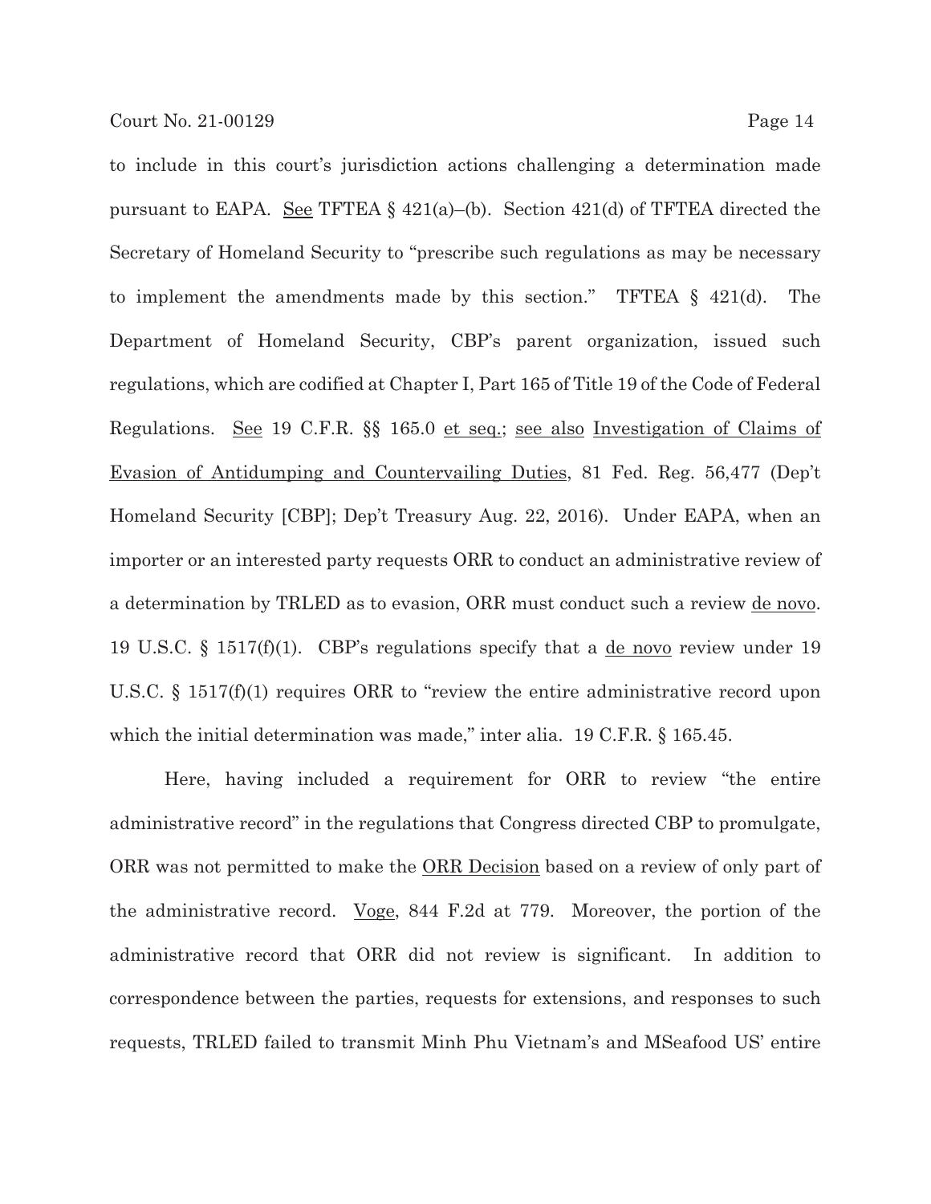to include in this court's jurisdiction actions challenging a determination made pursuant to EAPA. See TFTEA § 421(a)–(b). Section 421(d) of TFTEA directed the Secretary of Homeland Security to "prescribe such regulations as may be necessary to implement the amendments made by this section." TFTEA § 421(d). The Department of Homeland Security, CBP's parent organization, issued such regulations, which are codified at Chapter I, Part 165 of Title 19 of the Code of Federal Regulations. See 19 C.F.R. §§ 165.0 et seq.; see also Investigation of Claims of Evasion of Antidumping and Countervailing Duties, 81 Fed. Reg. 56,477 (Dep't Homeland Security [CBP]; Dep't Treasury Aug. 22, 2016). Under EAPA, when an importer or an interested party requests ORR to conduct an administrative review of a determination by TRLED as to evasion, ORR must conduct such a review de novo. 19 U.S.C. § 1517(f)(1). CBP's regulations specify that a de novo review under 19 U.S.C. § 1517(f)(1) requires ORR to "review the entire administrative record upon which the initial determination was made," inter alia. 19 C.F.R. § 165.45.

Here, having included a requirement for ORR to review "the entire administrative record" in the regulations that Congress directed CBP to promulgate, ORR was not permitted to make the ORR Decision based on a review of only part of the administrative record. Voge, 844 F.2d at 779. Moreover, the portion of the administrative record that ORR did not review is significant. In addition to correspondence between the parties, requests for extensions, and responses to such requests, TRLED failed to transmit Minh Phu Vietnam's and MSeafood US' entire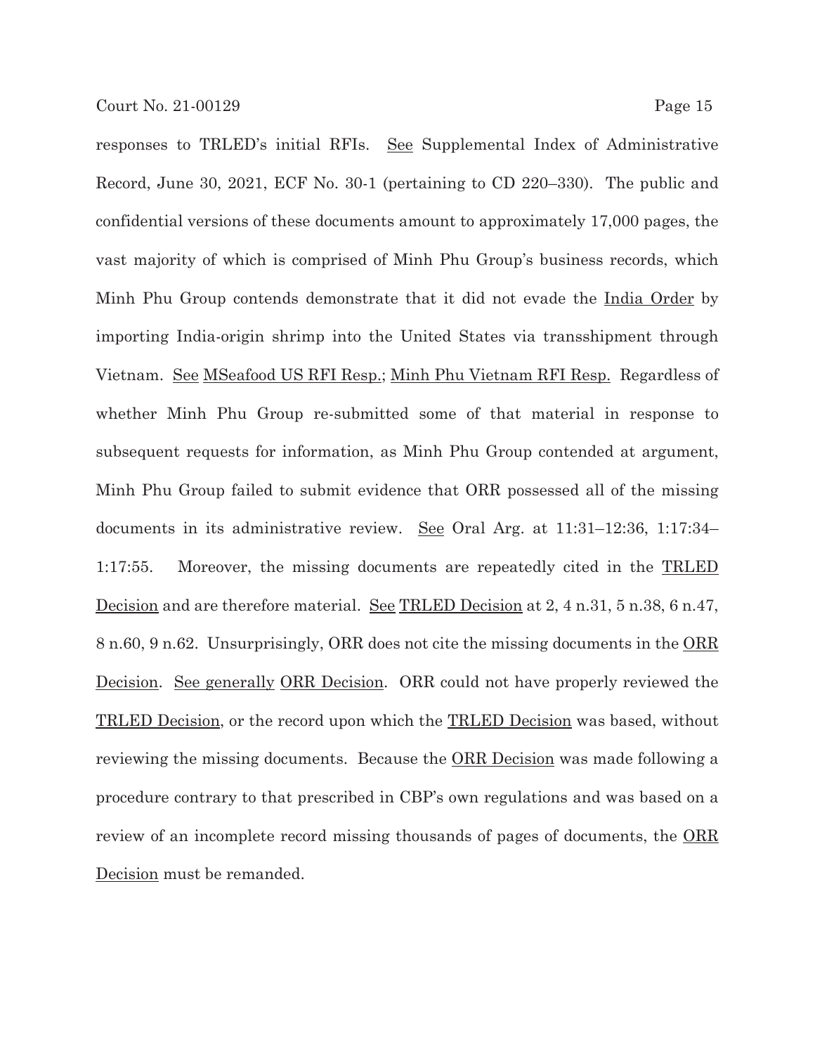responses to TRLED's initial RFIs. See Supplemental Index of Administrative Record, June 30, 2021, ECF No. 30-1 (pertaining to CD 220–330). The public and confidential versions of these documents amount to approximately 17,000 pages, the vast majority of which is comprised of Minh Phu Group's business records, which Minh Phu Group contends demonstrate that it did not evade the India Order by importing India-origin shrimp into the United States via transshipment through Vietnam. See MSeafood US RFI Resp.; Minh Phu Vietnam RFI Resp. Regardless of whether Minh Phu Group re-submitted some of that material in response to subsequent requests for information, as Minh Phu Group contended at argument, Minh Phu Group failed to submit evidence that ORR possessed all of the missing documents in its administrative review. See Oral Arg. at 11:31–12:36, 1:17:34–1:17:55. Moreover, the missing documents are repeatedly cited in the TRLED Decision and are therefore material. See TRLED Decision at 2, 4 n.31, 5 n.38, 6 n.47, 8 n.60, 9 n.62. Unsurprisingly, ORR does not cite the missing documents in the ORR Decision. See generally ORR Decision. ORR could not have properly reviewed the TRLED Decision, or the record upon which the TRLED Decision was based, without reviewing the missing documents. Because the ORR Decision was made following a procedure contrary to that prescribed in CBP's own regulations and was based on a review of an incomplete record missing thousands of pages of documents, the ORR Decision must be remanded.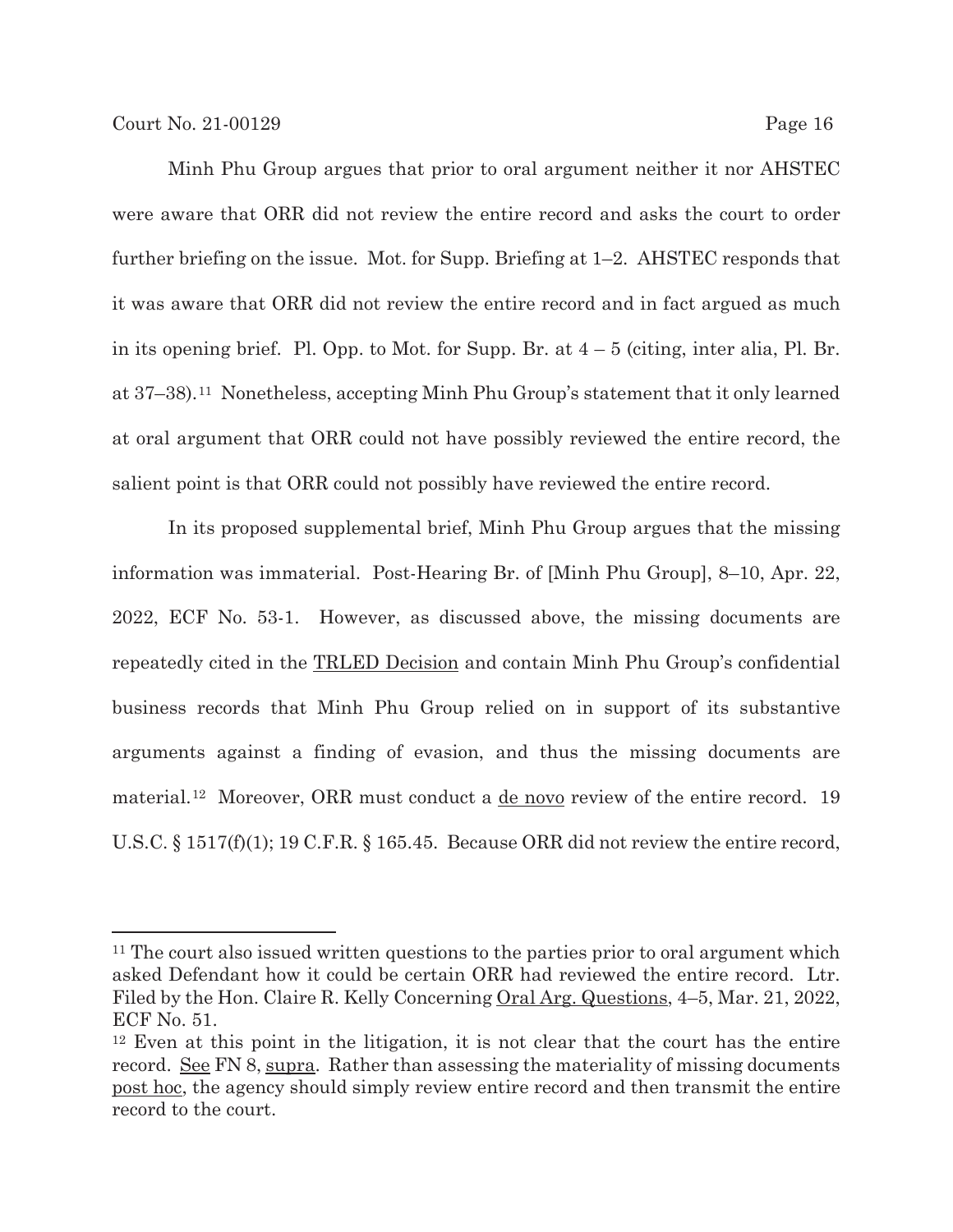Minh Phu Group argues that prior to oral argument neither it nor AHSTEC were aware that ORR did not review the entire record and asks the court to order further briefing on the issue. Mot. for Supp. Briefing at 1–2. AHSTEC responds that it was aware that ORR did not review the entire record and in fact argued as much in its opening brief. Pl. Opp. to Mot. for Supp. Br. at 4 – 5 (citing, inter alia, Pl. Br. at 37–38).[11] Nonetheless, accepting Minh Phu Group's statement that it only learned at oral argument that ORR could not have possibly reviewed the entire record, the salient point is that ORR could not possibly have reviewed the entire record.

In its proposed supplemental brief, Minh Phu Group argues that the missing information was immaterial. Post-Hearing Br. of [Minh Phu Group], 8–10, Apr. 22, 2022, ECF No. 53-1. However, as discussed above, the missing documents are repeatedly cited in the TRLED Decision and contain Minh Phu Group's confidential business records that Minh Phu Group relied on in support of its substantive arguments against a finding of evasion, and thus the missing documents are material.[12] Moreover, ORR must conduct a de novo review of the entire record. 19 U.S.C. § 1517(f)(1); 19 C.F.R. § 165.45. Because ORR did not review the entire record,

---

[11] The court also issued written questions to the parties prior to oral argument which asked Defendant how it could be certain ORR had reviewed the entire record. Ltr. Filed by the Hon. Claire R. Kelly Concerning Oral Arg. Questions, 4–5, Mar. 21, 2022, ECF No. 51.

[12] Even at this point in the litigation, it is not clear that the court has the entire record. See FN 8, supra. Rather than assessing the materiality of missing documents post hoc, the agency should simply review entire record and then transmit the entire record to the court.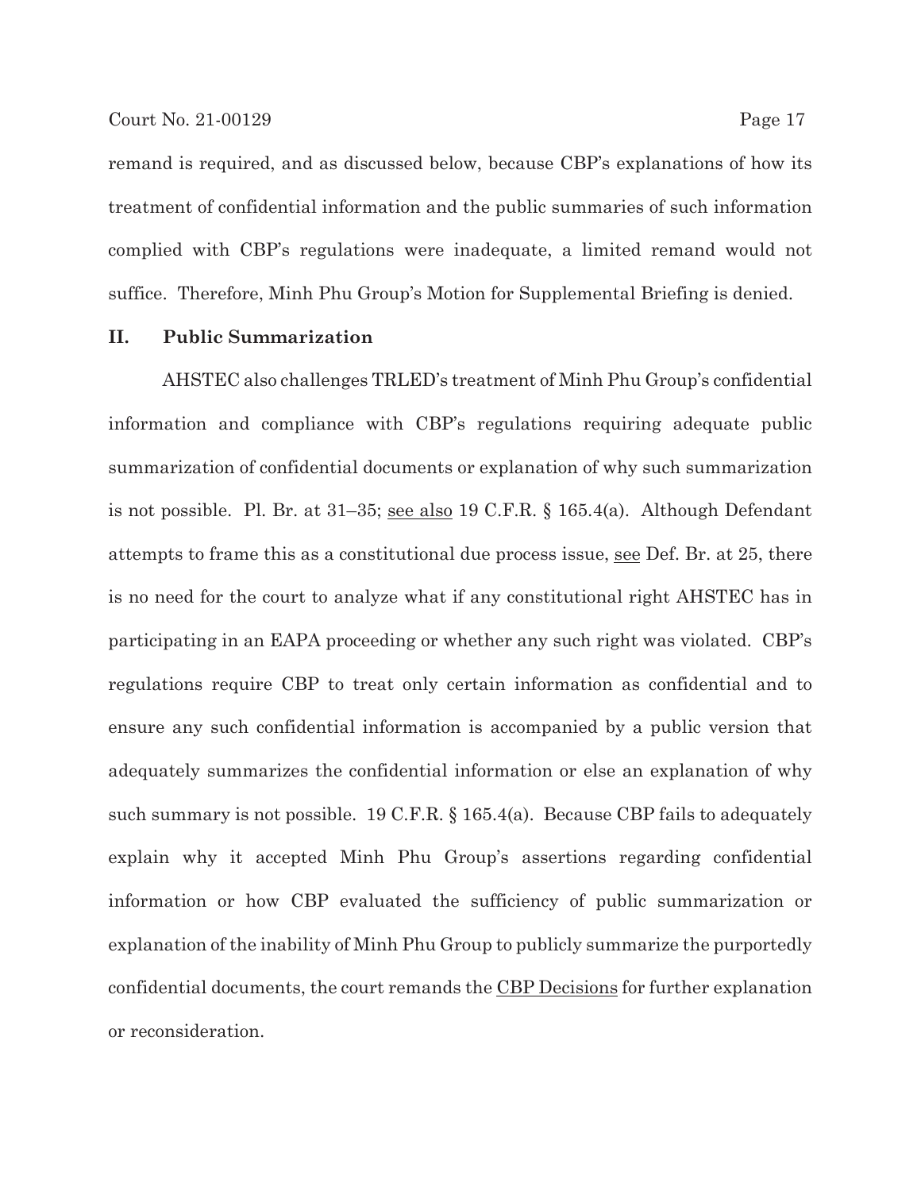remand is required, and as discussed below, because CBP's explanations of how its treatment of confidential information and the public summaries of such information complied with CBP's regulations were inadequate, a limited remand would not suffice. Therefore, Minh Phu Group's Motion for Supplemental Briefing is denied.

## II. Public Summarization

AHSTEC also challenges TRLED's treatment of Minh Phu Group's confidential information and compliance with CBP's regulations requiring adequate public summarization of confidential documents or explanation of why such summarization is not possible. Pl. Br. at 31–35; see also 19 C.F.R. § 165.4(a). Although Defendant attempts to frame this as a constitutional due process issue, see Def. Br. at 25, there is no need for the court to analyze what if any constitutional right AHSTEC has in participating in an EAPA proceeding or whether any such right was violated. CBP's regulations require CBP to treat only certain information as confidential and to ensure any such confidential information is accompanied by a public version that adequately summarizes the confidential information or else an explanation of why such summary is not possible. 19 C.F.R. § 165.4(a). Because CBP fails to adequately explain why it accepted Minh Phu Group's assertions regarding confidential information or how CBP evaluated the sufficiency of public summarization or explanation of the inability of Minh Phu Group to publicly summarize the purportedly confidential documents, the court remands the CBP Decisions for further explanation or reconsideration.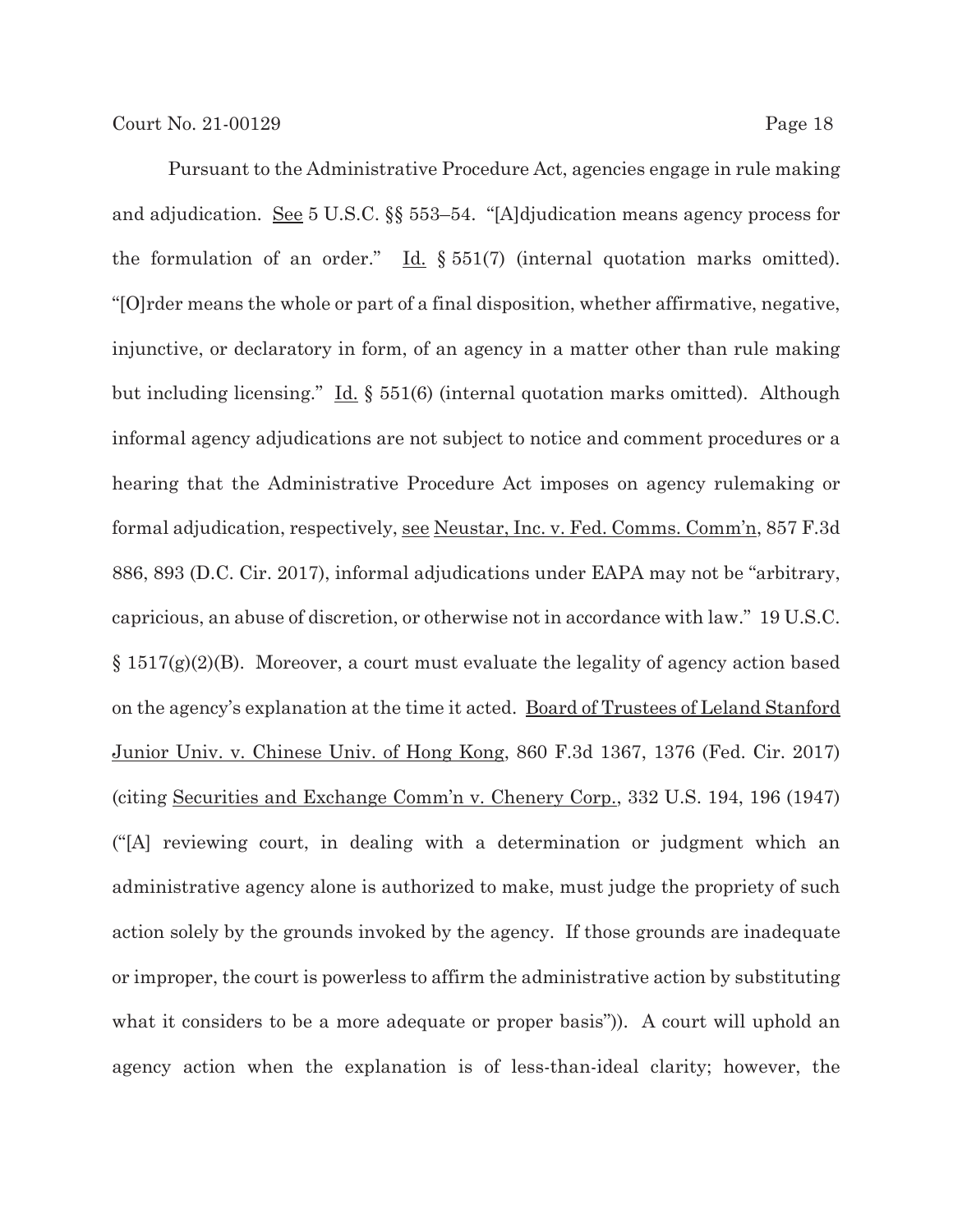Pursuant to the Administrative Procedure Act, agencies engage in rule making and adjudication. See 5 U.S.C. §§ 553–54. "[A]djudication means agency process for the formulation of an order." Id. § 551(7) (internal quotation marks omitted). "[O]rder means the whole or part of a final disposition, whether affirmative, negative, injunctive, or declaratory in form, of an agency in a matter other than rule making but including licensing." Id. § 551(6) (internal quotation marks omitted). Although informal agency adjudications are not subject to notice and comment procedures or a hearing that the Administrative Procedure Act imposes on agency rulemaking or formal adjudication, respectively, see Neustar, Inc. v. Fed. Comms. Comm'n, 857 F.3d 886, 893 (D.C. Cir. 2017), informal adjudications under EAPA may not be "arbitrary, capricious, an abuse of discretion, or otherwise not in accordance with law." 19 U.S.C. § 1517(g)(2)(B). Moreover, a court must evaluate the legality of agency action based on the agency's explanation at the time it acted. Board of Trustees of Leland Stanford Junior Univ. v. Chinese Univ. of Hong Kong, 860 F.3d 1367, 1376 (Fed. Cir. 2017) (citing Securities and Exchange Comm'n v. Chenery Corp., 332 U.S. 194, 196 (1947) ("[A] reviewing court, in dealing with a determination or judgment which an administrative agency alone is authorized to make, must judge the propriety of such action solely by the grounds invoked by the agency. If those grounds are inadequate or improper, the court is powerless to affirm the administrative action by substituting what it considers to be a more adequate or proper basis")). A court will uphold an agency action when the explanation is of less-than-ideal clarity; however, the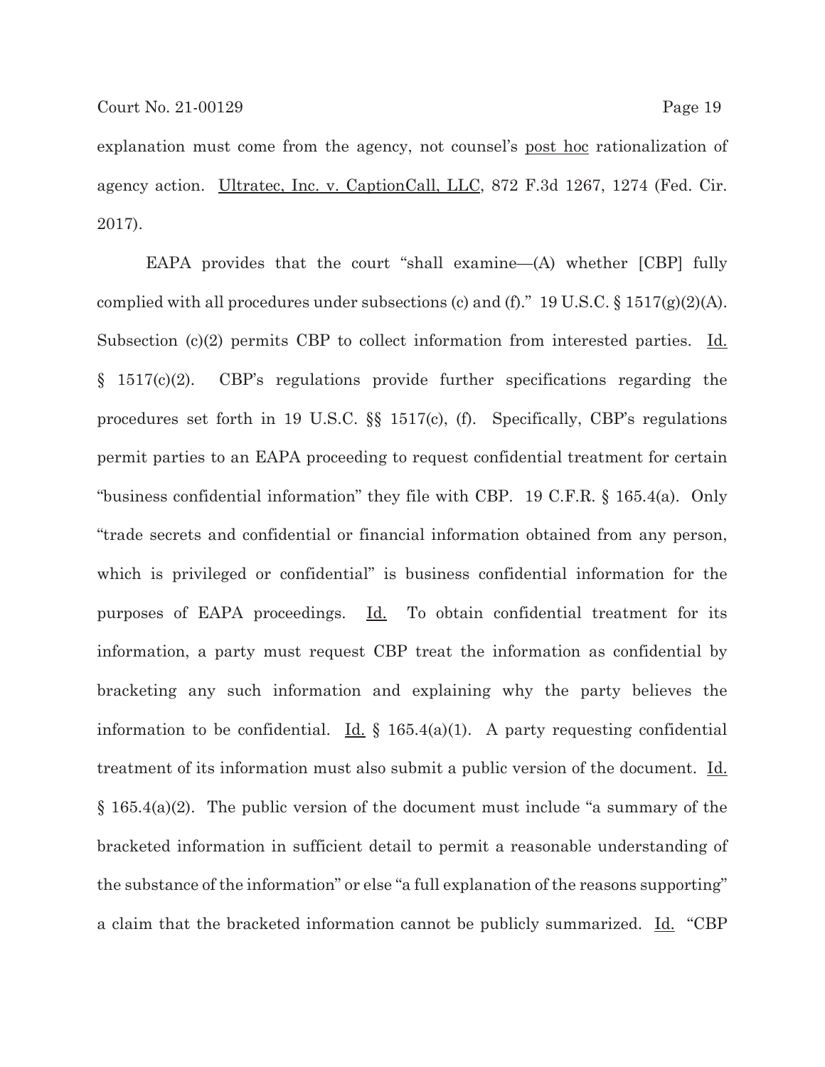explanation must come from the agency, not counsel's post hoc rationalization of agency action. Ultratec, Inc. v. CaptionCall, LLC, 872 F.3d 1267, 1274 (Fed. Cir. 2017).

EAPA provides that the court "shall examine—(A) whether [CBP] fully complied with all procedures under subsections (c) and (f)." 19 U.S.C. § 1517(g)(2)(A). Subsection (c)(2) permits CBP to collect information from interested parties. Id. § 1517(c)(2). CBP's regulations provide further specifications regarding the procedures set forth in 19 U.S.C. §§ 1517(c), (f). Specifically, CBP's regulations permit parties to an EAPA proceeding to request confidential treatment for certain "business confidential information" they file with CBP. 19 C.F.R. § 165.4(a). Only "trade secrets and confidential or financial information obtained from any person, which is privileged or confidential" is business confidential information for the purposes of EAPA proceedings. Id. To obtain confidential treatment for its information, a party must request CBP treat the information as confidential by bracketing any such information and explaining why the party believes the information to be confidential. Id. § 165.4(a)(1). A party requesting confidential treatment of its information must also submit a public version of the document. Id. § 165.4(a)(2). The public version of the document must include "a summary of the bracketed information in sufficient detail to permit a reasonable understanding of the substance of the information" or else "a full explanation of the reasons supporting" a claim that the bracketed information cannot be publicly summarized. Id. "CBP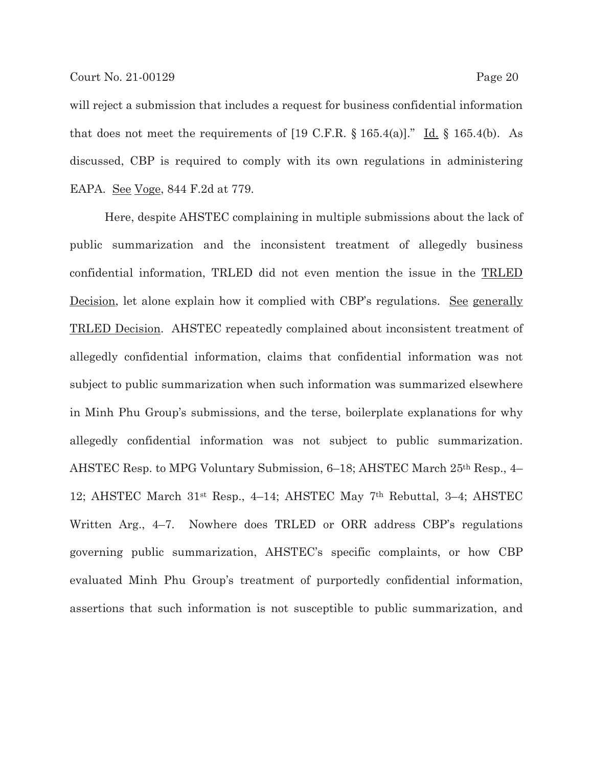will reject a submission that includes a request for business confidential information that does not meet the requirements of [19 C.F.R. § 165.4(a)]." Id. § 165.4(b). As discussed, CBP is required to comply with its own regulations in administering EAPA. See Voge, 844 F.2d at 779.

Here, despite AHSTEC complaining in multiple submissions about the lack of public summarization and the inconsistent treatment of allegedly business confidential information, TRLED did not even mention the issue in the TRLED Decision, let alone explain how it complied with CBP's regulations. See generally TRLED Decision. AHSTEC repeatedly complained about inconsistent treatment of allegedly confidential information, claims that confidential information was not subject to public summarization when such information was summarized elsewhere in Minh Phu Group's submissions, and the terse, boilerplate explanations for why allegedly confidential information was not subject to public summarization. AHSTEC Resp. to MPG Voluntary Submission, 6–18; AHSTEC March 25th Resp., 4–12; AHSTEC March 31st Resp., 4–14; AHSTEC May 7th Rebuttal, 3–4; AHSTEC Written Arg., 4–7. Nowhere does TRLED or ORR address CBP's regulations governing public summarization, AHSTEC's specific complaints, or how CBP evaluated Minh Phu Group's treatment of purportedly confidential information, assertions that such information is not susceptible to public summarization, and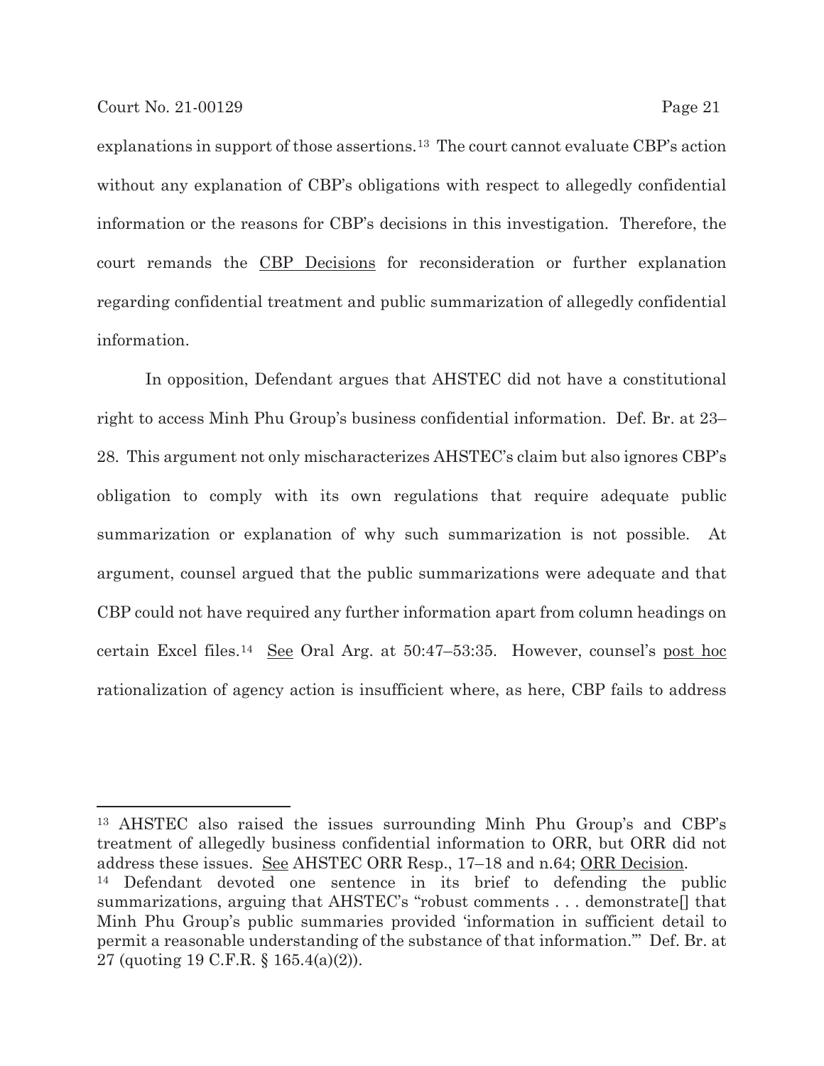explanations in support of those assertions.[13] The court cannot evaluate CBP's action without any explanation of CBP's obligations with respect to allegedly confidential information or the reasons for CBP's decisions in this investigation. Therefore, the court remands the CBP Decisions for reconsideration or further explanation regarding confidential treatment and public summarization of allegedly confidential information.

In opposition, Defendant argues that AHSTEC did not have a constitutional right to access Minh Phu Group's business confidential information. Def. Br. at 23–28. This argument not only mischaracterizes AHSTEC's claim but also ignores CBP's obligation to comply with its own regulations that require adequate public summarization or explanation of why such summarization is not possible. At argument, counsel argued that the public summarizations were adequate and that CBP could not have required any further information apart from column headings on certain Excel files.[14] See Oral Arg. at 50:47–53:35. However, counsel's post hoc rationalization of agency action is insufficient where, as here, CBP fails to address

---

[13] AHSTEC also raised the issues surrounding Minh Phu Group's and CBP's treatment of allegedly business confidential information to ORR, but ORR did not address these issues. See AHSTEC ORR Resp., 17–18 and n.64; ORR Decision.

[14] Defendant devoted one sentence in its brief to defending the public summarizations, arguing that AHSTEC's "robust comments . . . demonstrate[] that Minh Phu Group's public summaries provided 'information in sufficient detail to permit a reasonable understanding of the substance of that information.'" Def. Br. at 27 (quoting 19 C.F.R. § 165.4(a)(2)).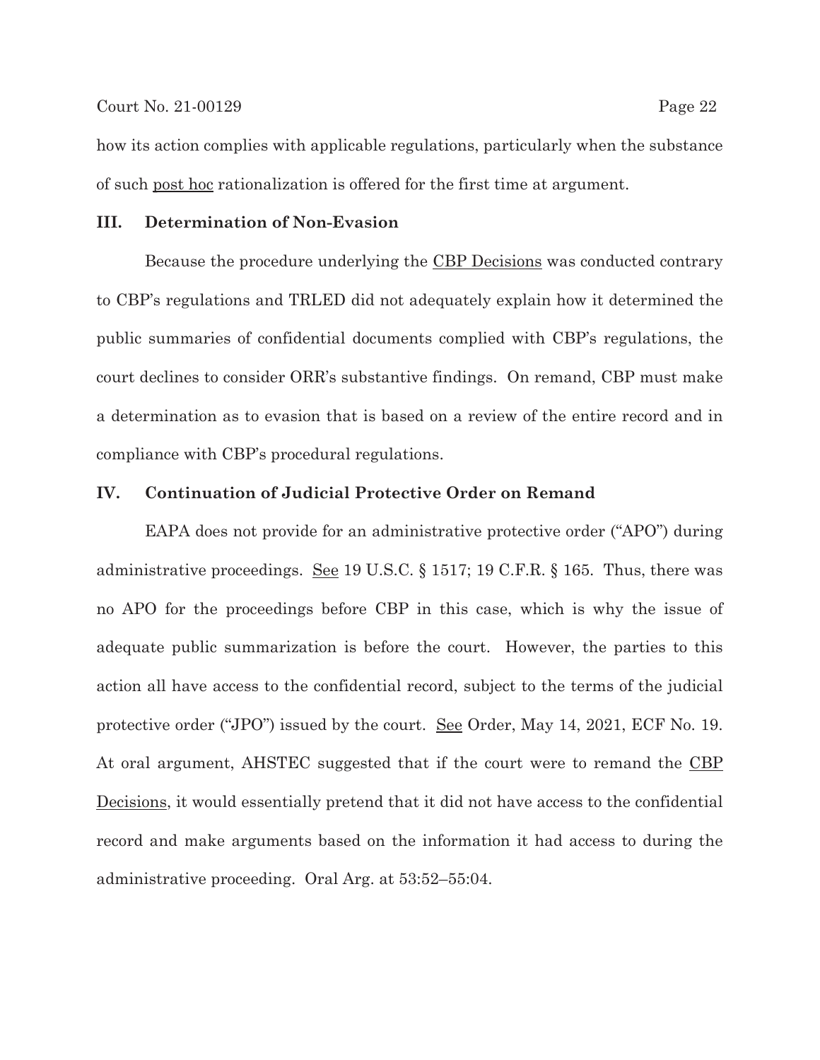how its action complies with applicable regulations, particularly when the substance of such post hoc rationalization is offered for the first time at argument.

## III. Determination of Non-Evasion

Because the procedure underlying the CBP Decisions was conducted contrary to CBP's regulations and TRLED did not adequately explain how it determined the public summaries of confidential documents complied with CBP's regulations, the court declines to consider ORR's substantive findings. On remand, CBP must make a determination as to evasion that is based on a review of the entire record and in compliance with CBP's procedural regulations.

## IV. Continuation of Judicial Protective Order on Remand

EAPA does not provide for an administrative protective order ("APO") during administrative proceedings. See 19 U.S.C. § 1517; 19 C.F.R. § 165. Thus, there was no APO for the proceedings before CBP in this case, which is why the issue of adequate public summarization is before the court. However, the parties to this action all have access to the confidential record, subject to the terms of the judicial protective order ("JPO") issued by the court. See Order, May 14, 2021, ECF No. 19. At oral argument, AHSTEC suggested that if the court were to remand the CBP Decisions, it would essentially pretend that it did not have access to the confidential record and make arguments based on the information it had access to during the administrative proceeding. Oral Arg. at 53:52–55:04.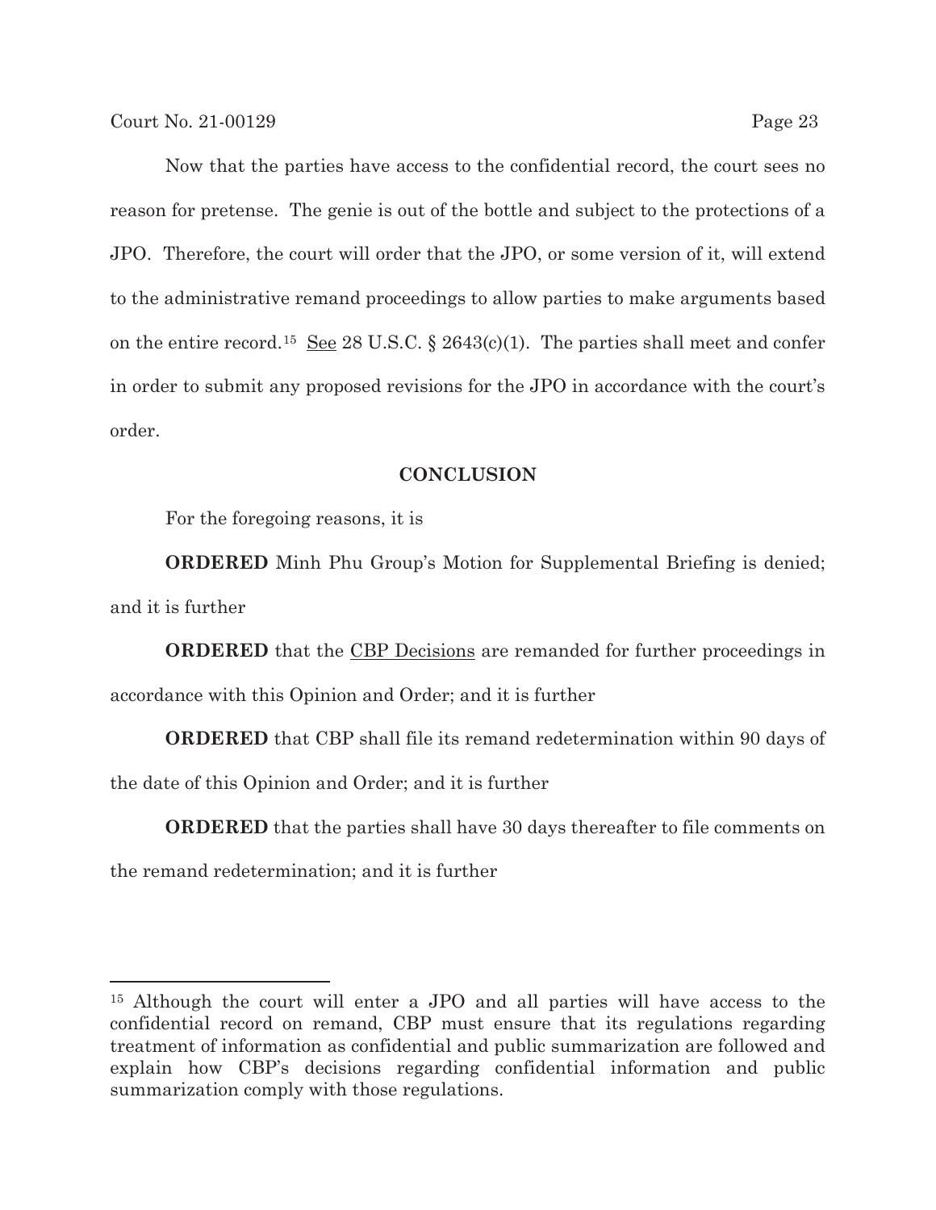Now that the parties have access to the confidential record, the court sees no reason for pretense. The genie is out of the bottle and subject to the protections of a JPO. Therefore, the court will order that the JPO, or some version of it, will extend to the administrative remand proceedings to allow parties to make arguments based on the entire record.[15] See 28 U.S.C. § 2643(c)(1). The parties shall meet and confer in order to submit any proposed revisions for the JPO in accordance with the court's order.

## CONCLUSION

For the foregoing reasons, it is

**ORDERED** Minh Phu Group's Motion for Supplemental Briefing is denied; and it is further

**ORDERED** that the CBP Decisions are remanded for further proceedings in accordance with this Opinion and Order; and it is further

**ORDERED** that CBP shall file its remand redetermination within 90 days of the date of this Opinion and Order; and it is further

**ORDERED** that the parties shall have 30 days thereafter to file comments on the remand redetermination; and it is further

---

[15] Although the court will enter a JPO and all parties will have access to the confidential record on remand, CBP must ensure that its regulations regarding treatment of information as confidential and public summarization are followed and explain how CBP's decisions regarding confidential information and public summarization comply with those regulations.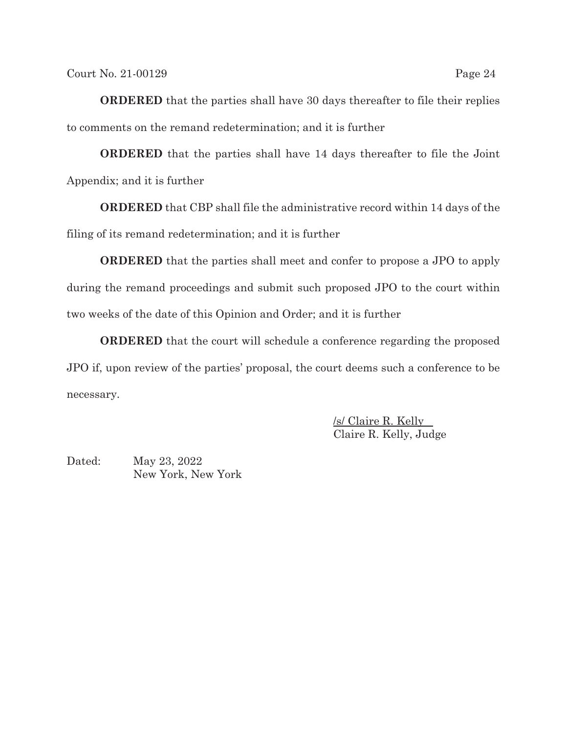**ORDERED** that the parties shall have 30 days thereafter to file their replies to comments on the remand redetermination; and it is further

**ORDERED** that the parties shall have 14 days thereafter to file the Joint Appendix; and it is further

**ORDERED** that CBP shall file the administrative record within 14 days of the filing of its remand redetermination; and it is further

**ORDERED** that the parties shall meet and confer to propose a JPO to apply during the remand proceedings and submit such proposed JPO to the court within two weeks of the date of this Opinion and Order; and it is further

**ORDERED** that the court will schedule a conference regarding the proposed JPO if, upon review of the parties' proposal, the court deems such a conference to be necessary.

/s/ Claire R. Kelly
Claire R. Kelly, Judge

Dated: May 23, 2022
New York, New York